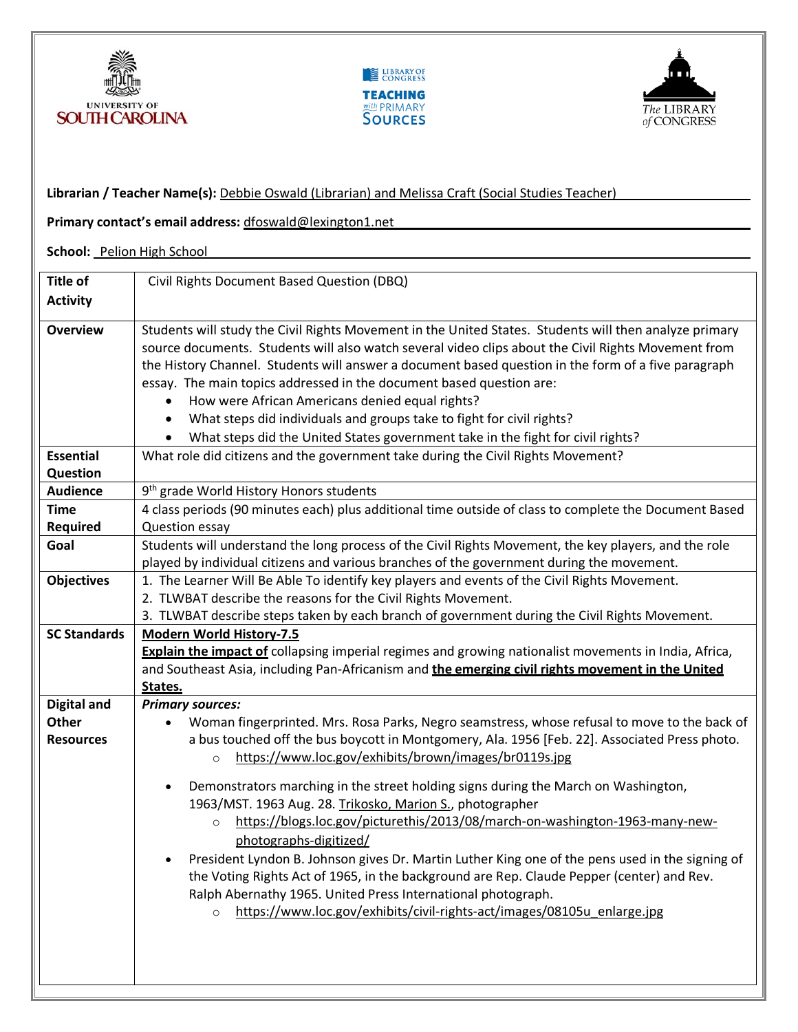**Librarian / Teacher Name(s):** Debbie Oswald (Librarian) and Melissa Craft (Social Studies Teacher)

**Primary contact's email address:** dfoswald@lexington1.net

**School:** Pelion High School

| | |
|---|---|
| **Title of Activity** | Civil Rights Document Based Question (DBQ) |
| **Overview** | Students will study the Civil Rights Movement in the United States. Students will then analyze primary source documents. Students will also watch several video clips about the Civil Rights Movement from the History Channel. Students will answer a document based question in the form of a five paragraph essay. The main topics addressed in the document based question are:<br>• How were African Americans denied equal rights?<br>• What steps did individuals and groups take to fight for civil rights?<br>• What steps did the United States government take in the fight for civil rights? |
| **Essential Question** | What role did citizens and the government take during the Civil Rights Movement? |
| **Audience** | 9th grade World History Honors students |
| **Time Required** | 4 class periods (90 minutes each) plus additional time outside of class to complete the Document Based Question essay |
| **Goal** | Students will understand the long process of the Civil Rights Movement, the key players, and the role played by individual citizens and various branches of the government during the movement. |
| **Objectives** | 1. The Learner Will Be Able To identify key players and events of the Civil Rights Movement.<br>2. TLWBAT describe the reasons for the Civil Rights Movement.<br>3. TLWBAT describe steps taken by each branch of government during the Civil Rights Movement. |
| **SC Standards** | **Modern World History-7.5**<br>**Explain the impact of** collapsing imperial regimes and growing nationalist movements in India, Africa, and Southeast Asia, including Pan-Africanism and **the emerging civil rights movement in the United States.** |
| **Digital and Other Resources** | ***Primary sources:***<br>• Woman fingerprinted. Mrs. Rosa Parks, Negro seamstress, whose refusal to move to the back of a bus touched off the bus boycott in Montgomery, Ala. 1956 [Feb. 22]. Associated Press photo.<br>  ○ https://www.loc.gov/exhibits/brown/images/br0119s.jpg<br>• Demonstrators marching in the street holding signs during the March on Washington, 1963/MST. 1963 Aug. 28. Trikosko, Marion S., photographer<br>  ○ https://blogs.loc.gov/picturethis/2013/08/march-on-washington-1963-many-new-photographs-digitized/<br>• President Lyndon B. Johnson gives Dr. Martin Luther King one of the pens used in the signing of the Voting Rights Act of 1965, in the background are Rep. Claude Pepper (center) and Rev. Ralph Abernathy 1965. United Press International photograph.<br>  ○ https://www.loc.gov/exhibits/civil-rights-act/images/08105u_enlarge.jpg |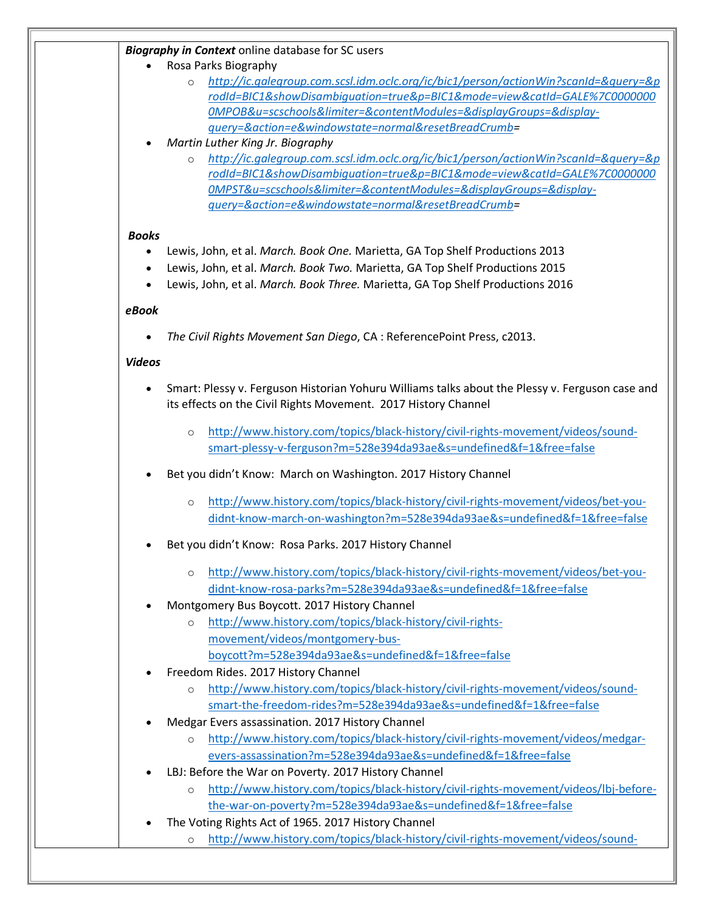***Biography in Context*** online database for SC users

- Rosa Parks Biography
  - *http://ic.galegroup.com.scsl.idm.oclc.org/ic/bic1/person/actionWin?scanId=&query=&prodId=BIC1&showDisambiguation=true&p=BIC1&mode=view&catId=GALE%7C00000000MPOB&u=scschools&limiter=&contentModules=&displayGroups=&display-query=&action=e&windowstate=normal&resetBreadCrumb=*
- *Martin Luther King Jr. Biography*
  - *http://ic.galegroup.com.scsl.idm.oclc.org/ic/bic1/person/actionWin?scanId=&query=&prodId=BIC1&showDisambiguation=true&p=BIC1&mode=view&catId=GALE%7C00000000MPST&u=scschools&limiter=&contentModules=&displayGroups=&display-query=&action=e&windowstate=normal&resetBreadCrumb=*

***Books***

- Lewis, John, et al. *March. Book One.* Marietta, GA Top Shelf Productions 2013
- Lewis, John, et al. *March. Book Two.* Marietta, GA Top Shelf Productions 2015
- Lewis, John, et al. *March. Book Three.* Marietta, GA Top Shelf Productions 2016

***eBook***

- *The Civil Rights Movement San Diego*, CA : ReferencePoint Press, c2013.

***Videos***

- Smart: Plessy v. Ferguson Historian Yohuru Williams talks about the Plessy v. Ferguson case and its effects on the Civil Rights Movement. 2017 History Channel
  - http://www.history.com/topics/black-history/civil-rights-movement/videos/sound-smart-plessy-v-ferguson?m=528e394da93ae&s=undefined&f=1&free=false
- Bet you didn't Know: March on Washington. 2017 History Channel
  - http://www.history.com/topics/black-history/civil-rights-movement/videos/bet-you-didnt-know-march-on-washington?m=528e394da93ae&s=undefined&f=1&free=false
- Bet you didn't Know: Rosa Parks. 2017 History Channel
  - http://www.history.com/topics/black-history/civil-rights-movement/videos/bet-you-didnt-know-rosa-parks?m=528e394da93ae&s=undefined&f=1&free=false
- Montgomery Bus Boycott. 2017 History Channel
  - http://www.history.com/topics/black-history/civil-rights-movement/videos/montgomery-bus-boycott?m=528e394da93ae&s=undefined&f=1&free=false
- Freedom Rides. 2017 History Channel
  - http://www.history.com/topics/black-history/civil-rights-movement/videos/sound-smart-the-freedom-rides?m=528e394da93ae&s=undefined&f=1&free=false
- Medgar Evers assassination. 2017 History Channel
  - http://www.history.com/topics/black-history/civil-rights-movement/videos/medgar-evers-assassination?m=528e394da93ae&s=undefined&f=1&free=false
- LBJ: Before the War on Poverty. 2017 History Channel
  - http://www.history.com/topics/black-history/civil-rights-movement/videos/lbj-before-the-war-on-poverty?m=528e394da93ae&s=undefined&f=1&free=false
- The Voting Rights Act of 1965. 2017 History Channel
  - http://www.history.com/topics/black-history/civil-rights-movement/videos/sound-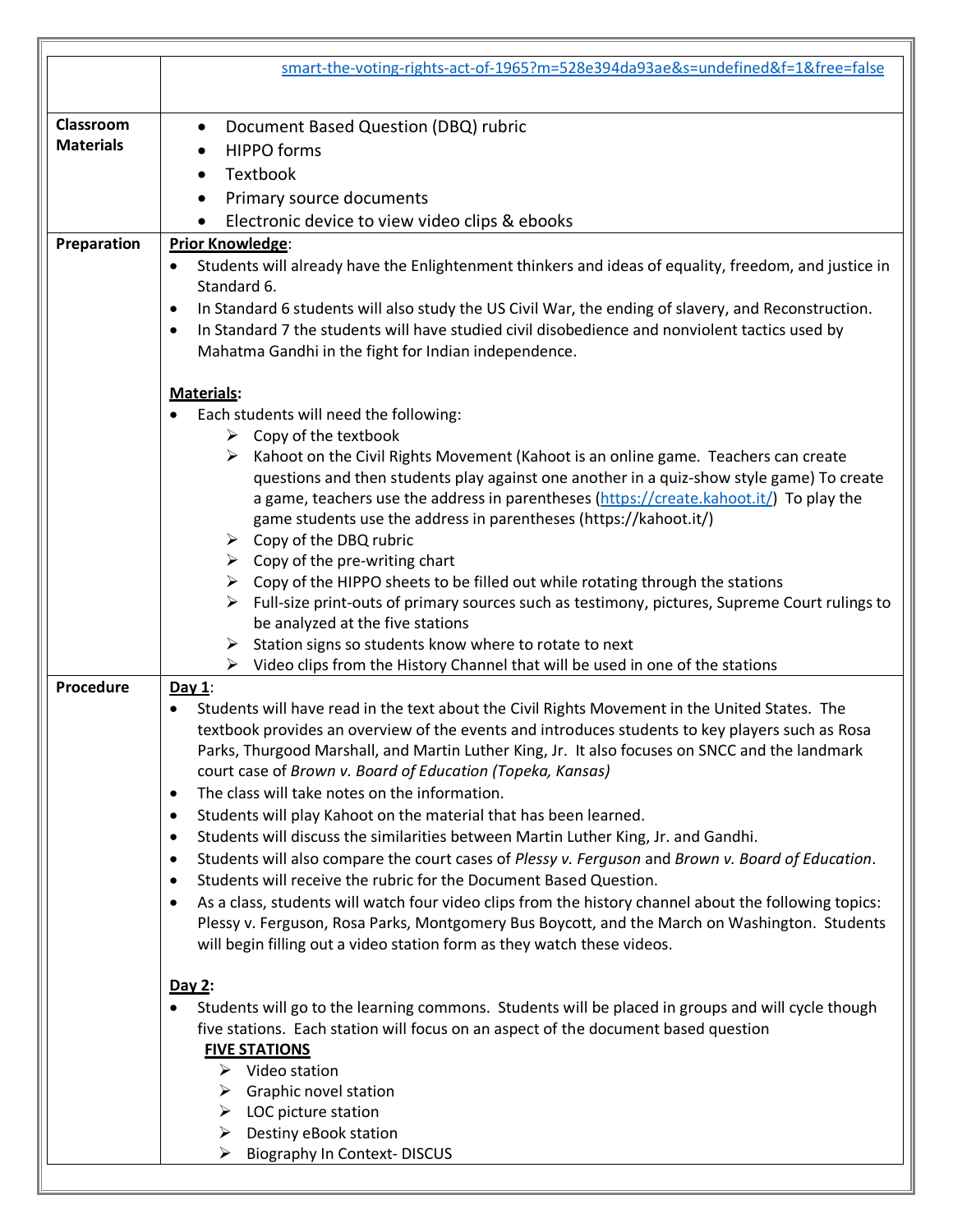| | |
|---|---|
| | smart-the-voting-rights-act-of-1965?m=528e394da93ae&s=undefined&f=1&free=false |
| **Classroom Materials** | • Document Based Question (DBQ) rubric<br>• HIPPO forms<br>• Textbook<br>• Primary source documents<br>• Electronic device to view video clips & ebooks |
| **Preparation** | **Prior Knowledge**:<br>• Students will already have the Enlightenment thinkers and ideas of equality, freedom, and justice in Standard 6.<br>• In Standard 6 students will also study the US Civil War, the ending of slavery, and Reconstruction.<br>• In Standard 7 the students will have studied civil disobedience and nonviolent tactics used by Mahatma Gandhi in the fight for Indian independence.<br><br>**Materials**:<br>• Each students will need the following:<br>➢ Copy of the textbook<br>➢ Kahoot on the Civil Rights Movement (Kahoot is an online game. Teachers can create questions and then students play against one another in a quiz-show style game) To create a game, teachers use the address in parentheses (https://create.kahoot.it/) To play the game students use the address in parentheses (https://kahoot.it/)<br>➢ Copy of the DBQ rubric<br>➢ Copy of the pre-writing chart<br>➢ Copy of the HIPPO sheets to be filled out while rotating through the stations<br>➢ Full-size print-outs of primary sources such as testimony, pictures, Supreme Court rulings to be analyzed at the five stations<br>➢ Station signs so students know where to rotate to next<br>➢ Video clips from the History Channel that will be used in one of the stations |
| **Procedure** | **Day 1**:<br>• Students will have read in the text about the Civil Rights Movement in the United States. The textbook provides an overview of the events and introduces students to key players such as Rosa Parks, Thurgood Marshall, and Martin Luther King, Jr. It also focuses on SNCC and the landmark court case of *Brown v. Board of Education (Topeka, Kansas)*<br>• The class will take notes on the information.<br>• Students will play Kahoot on the material that has been learned.<br>• Students will discuss the similarities between Martin Luther King, Jr. and Gandhi.<br>• Students will also compare the court cases of *Plessy v. Ferguson* and *Brown v. Board of Education*.<br>• Students will receive the rubric for the Document Based Question.<br>• As a class, students will watch four video clips from the history channel about the following topics: Plessy v. Ferguson, Rosa Parks, Montgomery Bus Boycott, and the March on Washington. Students will begin filling out a video station form as they watch these videos.<br><br>**Day 2**:<br>• Students will go to the learning commons. Students will be placed in groups and will cycle though five stations. Each station will focus on an aspect of the document based question<br>**FIVE STATIONS**<br>➢ Video station<br>➢ Graphic novel station<br>➢ LOC picture station<br>➢ Destiny eBook station<br>➢ Biography In Context- DISCUS |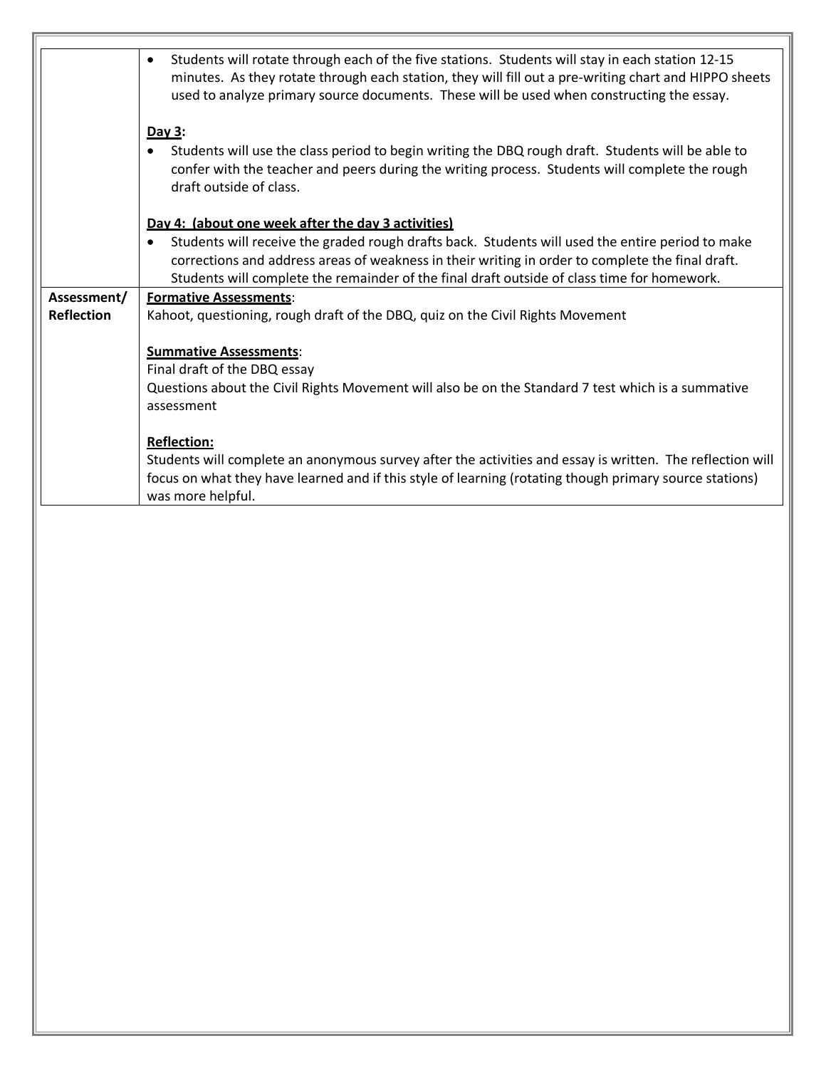| | |
|---|---|
| | • Students will rotate through each of the five stations. Students will stay in each station 12-15 minutes. As they rotate through each station, they will fill out a pre-writing chart and HIPPO sheets used to analyze primary source documents. These will be used when constructing the essay.<br><br>**<u>Day 3</u>:**<br>• Students will use the class period to begin writing the DBQ rough draft. Students will be able to confer with the teacher and peers during the writing process. Students will complete the rough draft outside of class.<br><br>**<u>Day 4: (about one week after the day 3 activities)</u>**<br>• Students will receive the graded rough drafts back. Students will used the entire period to make corrections and address areas of weakness in their writing in order to complete the final draft. Students will complete the remainder of the final draft outside of class time for homework. |
| **Assessment/ Reflection** | **<u>Formative Assessments</u>**:<br>Kahoot, questioning, rough draft of the DBQ, quiz on the Civil Rights Movement<br><br>**<u>Summative Assessments</u>**:<br>Final draft of the DBQ essay<br>Questions about the Civil Rights Movement will also be on the Standard 7 test which is a summative assessment<br><br>**<u>Reflection:</u>**<br>Students will complete an anonymous survey after the activities and essay is written. The reflection will focus on what they have learned and if this style of learning (rotating though primary source stations) was more helpful. |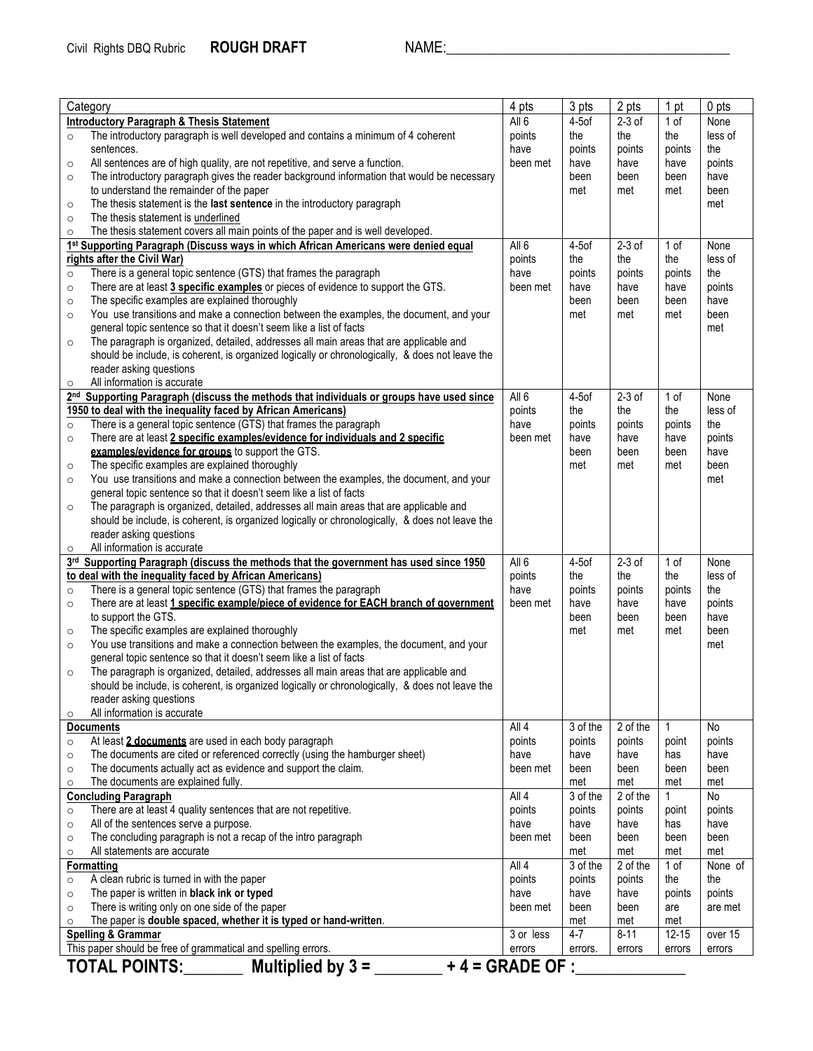Civil Rights DBQ Rubric **ROUGH DRAFT** NAME:________________________________________

| Category | 4 pts | 3 pts | 2 pts | 1 pt | 0 pts |
|---|---|---|---|---|---|
| **Introductory Paragraph & Thesis Statement**<br>○ The introductory paragraph is well developed and contains a minimum of 4 coherent sentences.<br>○ All sentences are of high quality, are not repetitive, and serve a function.<br>○ The introductory paragraph gives the reader background information that would be necessary to understand the remainder of the paper<br>○ The thesis statement is the **last sentence** in the introductory paragraph<br>○ The thesis statement is underlined<br>○ The thesis statement covers all main points of the paper and is well developed. | All 6 points have been met | 4-5of the points have been met | 2-3 of the points have been met | 1 of the points have been met | None less of the points have been met |
| **1st Supporting Paragraph (Discuss ways in which African Americans were denied equal rights after the Civil War)**<br>○ There is a general topic sentence (GTS) that frames the paragraph<br>○ There are at least **3 specific examples** or pieces of evidence to support the GTS.<br>○ The specific examples are explained thoroughly<br>○ You use transitions and make a connection between the examples, the document, and your general topic sentence so that it doesn't seem like a list of facts<br>○ The paragraph is organized, detailed, addresses all main areas that are applicable and should be include, is coherent, is organized logically or chronologically, & does not leave the reader asking questions<br>○ All information is accurate | All 6 points have been met | 4-5of the points have been met | 2-3 of the points have been met | 1 of the points have been met | None less of the points have been met |
| **2nd Supporting Paragraph (discuss the methods that individuals or groups have used since 1950 to deal with the inequality faced by African Americans)**<br>○ There is a general topic sentence (GTS) that frames the paragraph<br>○ There are at least **2 specific examples/evidence for individuals and 2 specific examples/evidence for groups** to support the GTS.<br>○ The specific examples are explained thoroughly<br>○ You use transitions and make a connection between the examples, the document, and your general topic sentence so that it doesn't seem like a list of facts<br>○ The paragraph is organized, detailed, addresses all main areas that are applicable and should be include, is coherent, is organized logically or chronologically, & does not leave the reader asking questions<br>○ All information is accurate | All 6 points have been met | 4-5of the points have been met | 2-3 of the points have been met | 1 of the points have been met | None less of the points have been met |
| **3rd Supporting Paragraph (discuss the methods that the government has used since 1950 to deal with the inequality faced by African Americans)**<br>○ There is a general topic sentence (GTS) that frames the paragraph<br>○ There are at least **1 specific example/piece of evidence for EACH branch of government** to support the GTS.<br>○ The specific examples are explained thoroughly<br>○ You use transitions and make a connection between the examples, the document, and your general topic sentence so that it doesn't seem like a list of facts<br>○ The paragraph is organized, detailed, addresses all main areas that are applicable and should be include, is coherent, is organized logically or chronologically, & does not leave the reader asking questions<br>○ All information is accurate | All 6 points have been met | 4-5of the points have been met | 2-3 of the points have been met | 1 of the points have been met | None less of the points have been met |
| **Documents**<br>○ At least **2 documents** are used in each body paragraph<br>○ The documents are cited or referenced correctly (using the hamburger sheet)<br>○ The documents actually act as evidence and support the claim.<br>○ The documents are explained fully. | All 4 points have been met | 3 of the points have been met | 2 of the points have been met | 1 point has been met | No points have been met |
| **Concluding Paragraph**<br>○ There are at least 4 quality sentences that are not repetitive.<br>○ All of the sentences serve a purpose.<br>○ The concluding paragraph is not a recap of the intro paragraph<br>○ All statements are accurate | All 4 points have been met | 3 of the points have been met | 2 of the points have been met | 1 point has been met | No points have been met |
| **Formatting**<br>○ A clean rubric is turned in with the paper<br>○ The paper is written in **black ink or typed**<br>○ There is writing only on one side of the paper<br>○ The paper is **double spaced, whether it is typed or hand-written**. | All 4 points have been met | 3 of the points have been met | 2 of the points have been met | 1 of the points are met | None of the points are met |
| **Spelling & Grammar**<br>This paper should be free of grammatical and spelling errors. | 3 or less errors | 4-7 errors. | 8-11 errors | 12-15 errors | over 15 errors |

**TOTAL POINTS:_______ Multiplied by 3 = ________ + 4 = GRADE OF :_____________**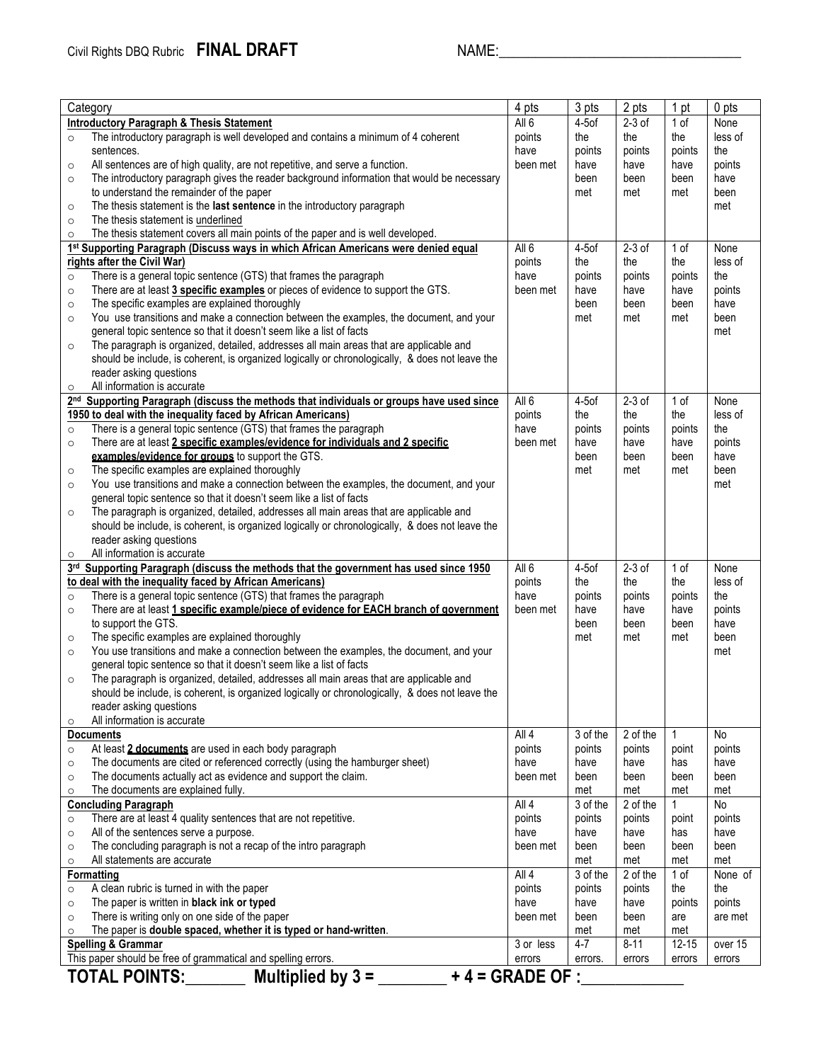Civil Rights DBQ Rubric **FINAL DRAFT** NAME:_______________________________

| Category | 4 pts | 3 pts | 2 pts | 1 pt | 0 pts |
|---|---|---|---|---|---|
| **Introductory Paragraph & Thesis Statement**<br>○ The introductory paragraph is well developed and contains a minimum of 4 coherent sentences.<br>○ All sentences are of high quality, are not repetitive, and serve a function.<br>○ The introductory paragraph gives the reader background information that would be necessary to understand the remainder of the paper<br>○ The thesis statement is the **last sentence** in the introductory paragraph<br>○ The thesis statement is underlined<br>○ The thesis statement covers all main points of the paper and is well developed. | All 6 points have been met | 4-5of the points have been met | 2-3 of the points have been met | 1 of the points have been met | None less of the points have been met |
| **1st Supporting Paragraph (Discuss ways in which African Americans were denied equal rights after the Civil War)**<br>○ There is a general topic sentence (GTS) that frames the paragraph<br>○ There are at least **3 specific examples** or pieces of evidence to support the GTS.<br>○ The specific examples are explained thoroughly<br>○ You use transitions and make a connection between the examples, the document, and your general topic sentence so that it doesn't seem like a list of facts<br>○ The paragraph is organized, detailed, addresses all main areas that are applicable and should be include, is coherent, is organized logically or chronologically, & does not leave the reader asking questions<br>○ All information is accurate | All 6 points have been met | 4-5of the points have been met | 2-3 of the points have been met | 1 of the points have been met | None less of the points have been met |
| **2nd Supporting Paragraph (discuss the methods that individuals or groups have used since 1950 to deal with the inequality faced by African Americans)**<br>○ There is a general topic sentence (GTS) that frames the paragraph<br>○ There are at least **2 specific examples/evidence for individuals and 2 specific examples/evidence for groups** to support the GTS.<br>○ The specific examples are explained thoroughly<br>○ You use transitions and make a connection between the examples, the document, and your general topic sentence so that it doesn't seem like a list of facts<br>○ The paragraph is organized, detailed, addresses all main areas that are applicable and should be include, is coherent, is organized logically or chronologically, & does not leave the reader asking questions<br>○ All information is accurate | All 6 points have been met | 4-5of the points have been met | 2-3 of the points have been met | 1 of the points have been met | None less of the points have been met |
| **3rd Supporting Paragraph (discuss the methods that the government has used since 1950 to deal with the inequality faced by African Americans)**<br>○ There is a general topic sentence (GTS) that frames the paragraph<br>○ There are at least **1 specific example/piece of evidence for EACH branch of government** to support the GTS.<br>○ The specific examples are explained thoroughly<br>○ You use transitions and make a connection between the examples, the document, and your general topic sentence so that it doesn't seem like a list of facts<br>○ The paragraph is organized, detailed, addresses all main areas that are applicable and should be include, is coherent, is organized logically or chronologically, & does not leave the reader asking questions<br>○ All information is accurate | All 6 points have been met | 4-5of the points have been met | 2-3 of the points have been met | 1 of the points have been met | None less of the points have been met |
| **Documents**<br>○ At least **2 documents** are used in each body paragraph<br>○ The documents are cited or referenced correctly (using the hamburger sheet)<br>○ The documents actually act as evidence and support the claim.<br>○ The documents are explained fully. | All 4 points have been met | 3 of the points have been met | 2 of the points have been met | 1 point has been met | No points have been met |
| **Concluding Paragraph**<br>○ There are at least 4 quality sentences that are not repetitive.<br>○ All of the sentences serve a purpose.<br>○ The concluding paragraph is not a recap of the intro paragraph<br>○ All statements are accurate | All 4 points have been met | 3 of the points have been met | 2 of the points have been met | 1 point has been met | No points have been met |
| **Formatting**<br>○ A clean rubric is turned in with the paper<br>○ The paper is written in **black ink or typed**<br>○ There is writing only on one side of the paper<br>○ The paper is **double spaced, whether it is typed or hand-written**. | All 4 points have been met | 3 of the points have been met | 2 of the points have been met | 1 of the points are met | None of the points are met |
| **Spelling & Grammar**<br>This paper should be free of grammatical and spelling errors. | 3 or less errors | 4-7 errors. | 8-11 errors | 12-15 errors | over 15 errors |

**TOTAL POINTS:_______ Multiplied by 3 = ________ + 4 = GRADE OF :____________**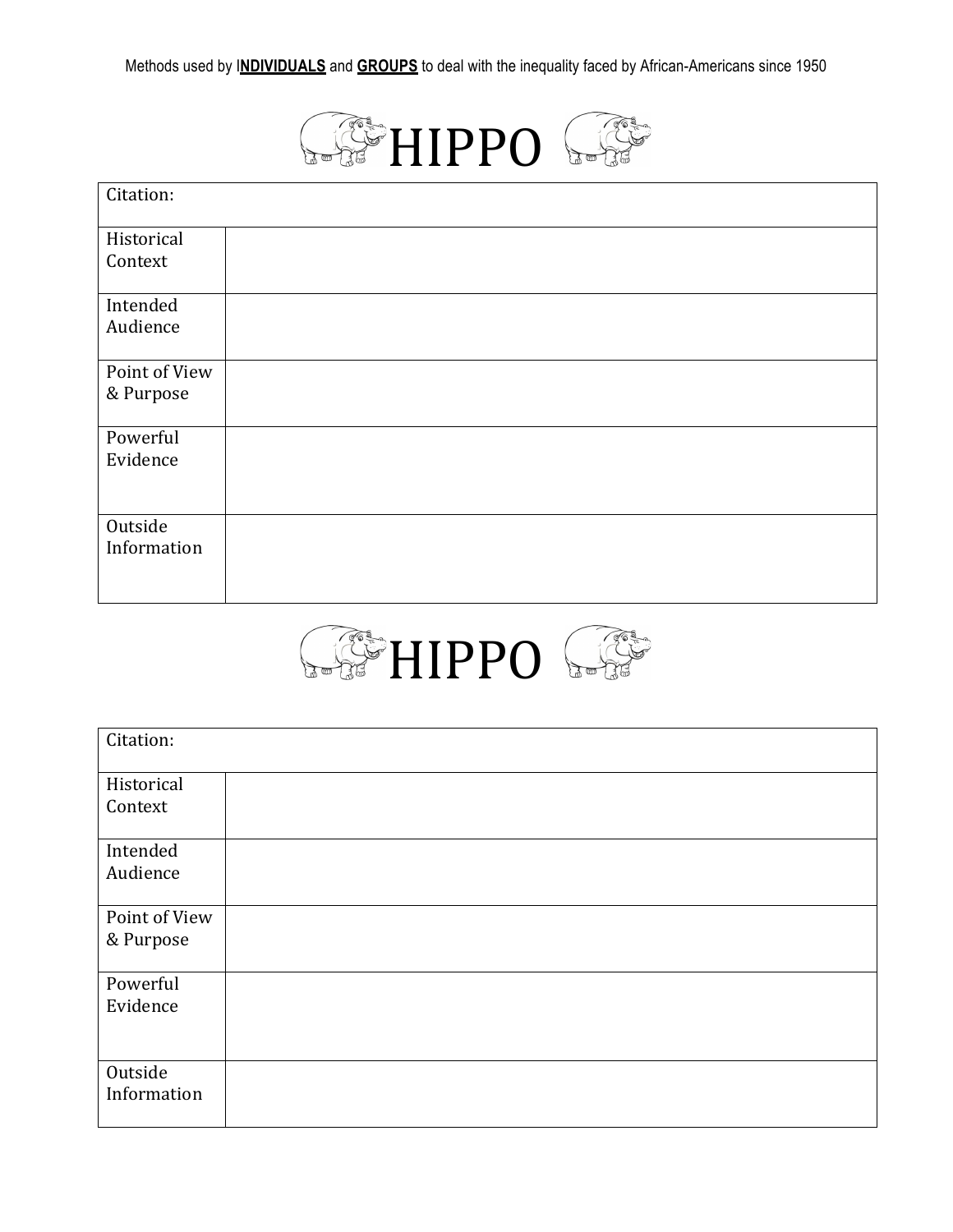Methods used by I**NDIVIDUALS** and **GROUPS** to deal with the inequality faced by African-Americans since 1950

# HIPPO

| Citation: | |
|---|---|
| Historical Context | |
| Intended Audience | |
| Point of View & Purpose | |
| Powerful Evidence | |
| Outside Information | |

# HIPPO

| Citation: | |
|---|---|
| Historical Context | |
| Intended Audience | |
| Point of View & Purpose | |
| Powerful Evidence | |
| Outside Information | |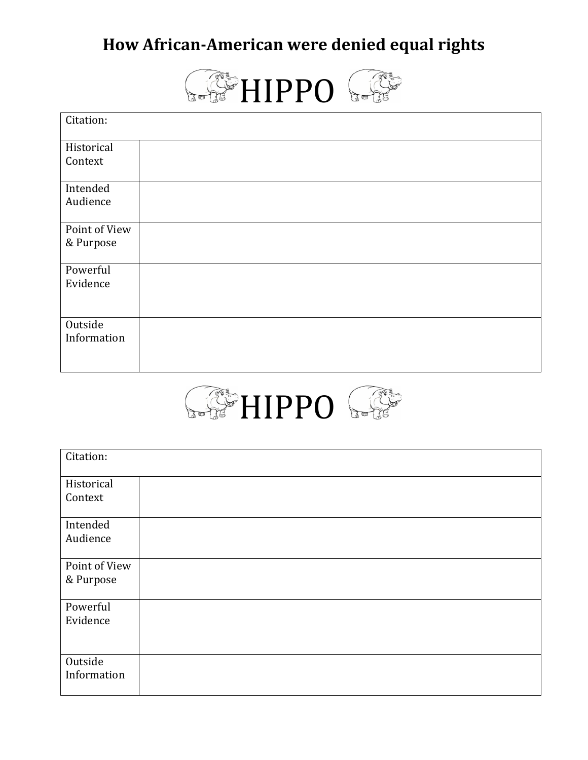# How African-American were denied equal rights

## HIPPO

| Citation: | |
|---|---|
| Historical Context | |
| Intended Audience | |
| Point of View & Purpose | |
| Powerful Evidence | |
| Outside Information | |

## HIPPO

| Citation: | |
|---|---|
| Historical Context | |
| Intended Audience | |
| Point of View & Purpose | |
| Powerful Evidence | |
| Outside Information | |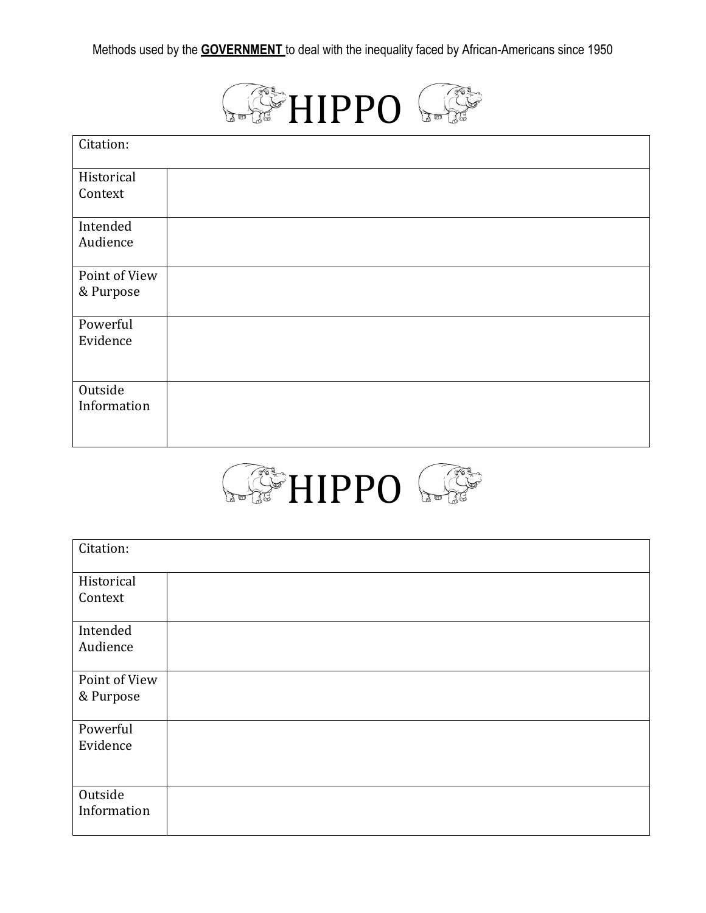Methods used by the **GOVERNMENT** to deal with the inequality faced by African-Americans since 1950

# HIPPO

| Citation: | |
|---|---|
| Historical Context | |
| Intended Audience | |
| Point of View & Purpose | |
| Powerful Evidence | |
| Outside Information | |

# HIPPO

| Citation: | |
|---|---|
| Historical Context | |
| Intended Audience | |
| Point of View & Purpose | |
| Powerful Evidence | |
| Outside Information | |